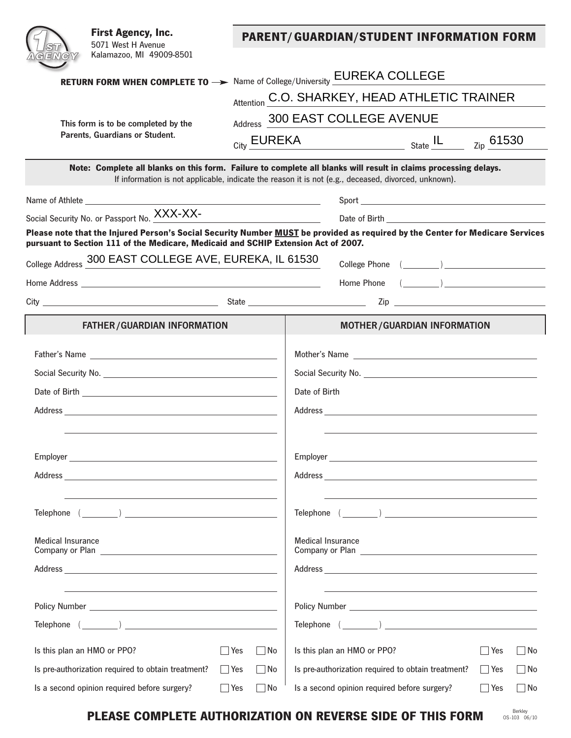**First Agency, Inc.**
5071 West H Avenue
Kalamazoo, MI 49009-8501

# PARENT/GUARDIAN/STUDENT INFORMATION FORM

**RETURN FORM WHEN COMPLETE TO** →

Name of College/University EUREKA COLLEGE

Attention C.O. SHARKEY, HEAD ATHLETIC TRAINER

Address 300 EAST COLLEGE AVENUE

City EUREKA State IL Zip 61530

**This form is to be completed by the Parents, Guardians or Student.**

**Note: Complete all blanks on this form. Failure to complete all blanks will result in claims processing delays.**
If information is not applicable, indicate the reason it is not (e.g., deceased, divorced, unknown).

Name of Athlete ______________________ Sport ______________________

Social Security No. or Passport No. XXX-XX- Date of Birth ______________________

**Please note that the Injured Person's Social Security Number MUST be provided as required by the Center for Medicare Services pursuant to Section 111 of the Medicare, Medicaid and SCHIP Extension Act of 2007.**

College Address 300 EAST COLLEGE AVE, EUREKA, IL 61530 College Phone ( ) ______________________

Home Address ______________________ Home Phone ( ) ______________________

City ______________________ State ______________________ Zip ______________________

| FATHER/GUARDIAN INFORMATION | MOTHER/GUARDIAN INFORMATION |
|---|---|
| Father's Name | Mother's Name |
| Social Security No. | Social Security No. |
| Date of Birth | Date of Birth |
| Address | Address |
| Employer | Employer |
| Address | Address |
| Telephone ( ) | Telephone ( ) |
| Medical Insurance Company or Plan | Medical Insurance Company or Plan |
| Address | Address |
| Policy Number | Policy Number |
| Telephone ( ) | Telephone ( ) |
| Is this plan an HMO or PPO? ☐ Yes ☐ No | Is this plan an HMO or PPO? ☐ Yes ☐ No |
| Is pre-authorization required to obtain treatment? ☐ Yes ☐ No | Is pre-authorization required to obtain treatment? ☐ Yes ☐ No |
| Is a second opinion required before surgery? ☐ Yes ☐ No | Is a second opinion required before surgery? ☐ Yes ☐ No |

**PLEASE COMPLETE AUTHORIZATION ON REVERSE SIDE OF THIS FORM**

Berkley
OS-103 06/10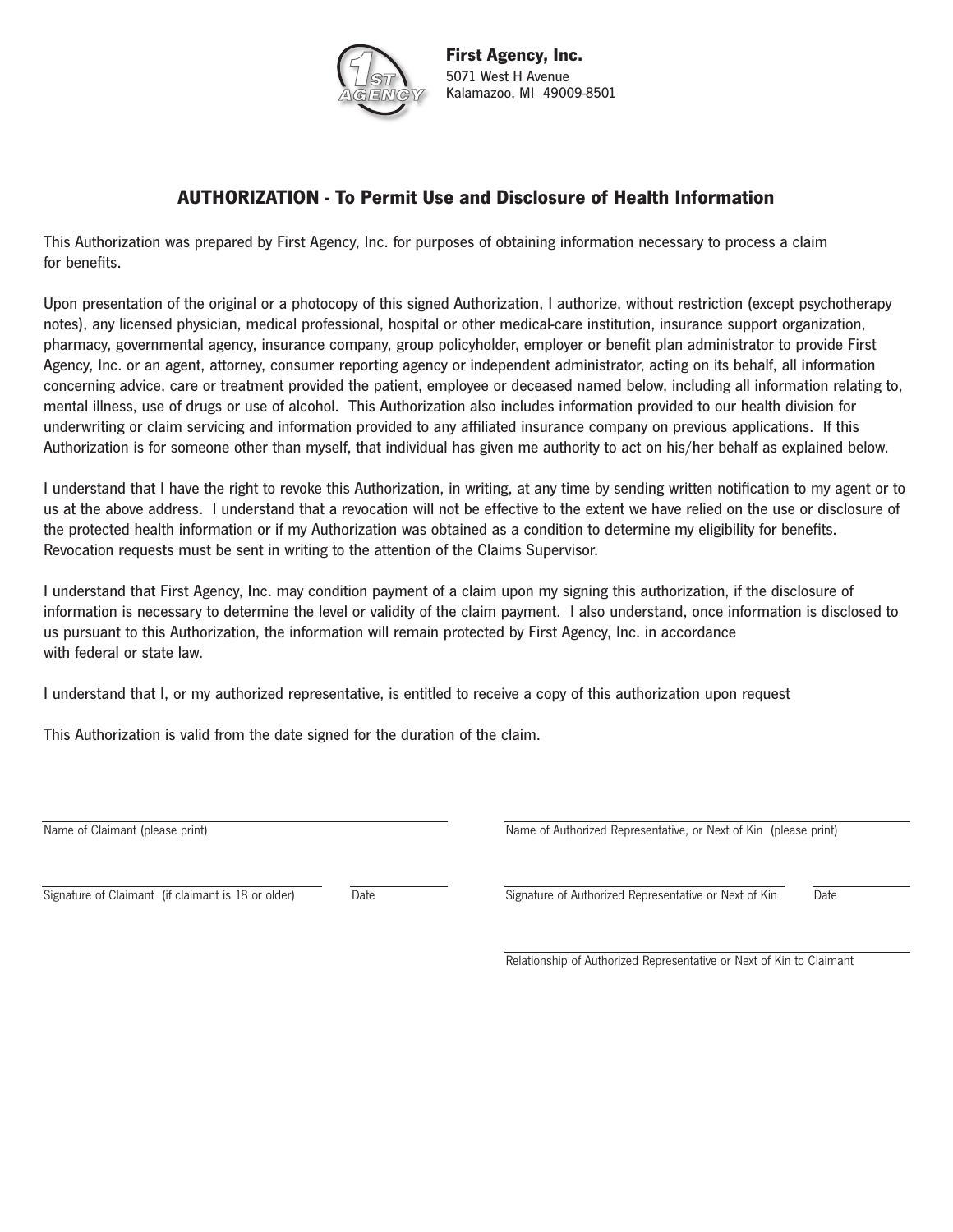**First Agency, Inc.**
5071 West H Avenue
Kalamazoo, MI 49009-8501

## AUTHORIZATION - To Permit Use and Disclosure of Health Information

This Authorization was prepared by First Agency, Inc. for purposes of obtaining information necessary to process a claim for benefits.

Upon presentation of the original or a photocopy of this signed Authorization, I authorize, without restriction (except psychotherapy notes), any licensed physician, medical professional, hospital or other medical-care institution, insurance support organization, pharmacy, governmental agency, insurance company, group policyholder, employer or benefit plan administrator to provide First Agency, Inc. or an agent, attorney, consumer reporting agency or independent administrator, acting on its behalf, all information concerning advice, care or treatment provided the patient, employee or deceased named below, including all information relating to, mental illness, use of drugs or use of alcohol. This Authorization also includes information provided to our health division for underwriting or claim servicing and information provided to any affiliated insurance company on previous applications. If this Authorization is for someone other than myself, that individual has given me authority to act on his/her behalf as explained below.

I understand that I have the right to revoke this Authorization, in writing, at any time by sending written notification to my agent or to us at the above address. I understand that a revocation will not be effective to the extent we have relied on the use or disclosure of the protected health information or if my Authorization was obtained as a condition to determine my eligibility for benefits. Revocation requests must be sent in writing to the attention of the Claims Supervisor.

I understand that First Agency, Inc. may condition payment of a claim upon my signing this authorization, if the disclosure of information is necessary to determine the level or validity of the claim payment. I also understand, once information is disclosed to us pursuant to this Authorization, the information will remain protected by First Agency, Inc. in accordance with federal or state law.

I understand that I, or my authorized representative, is entitled to receive a copy of this authorization upon request

This Authorization is valid from the date signed for the duration of the claim.

Name of Claimant (please print): ______________________

Signature of Claimant (if claimant is 18 or older): ______________________ Date: __________

Name of Authorized Representative, or Next of Kin (please print): ______________________

Signature of Authorized Representative or Next of Kin: ______________________ Date: __________

Relationship of Authorized Representative or Next of Kin to Claimant: ______________________